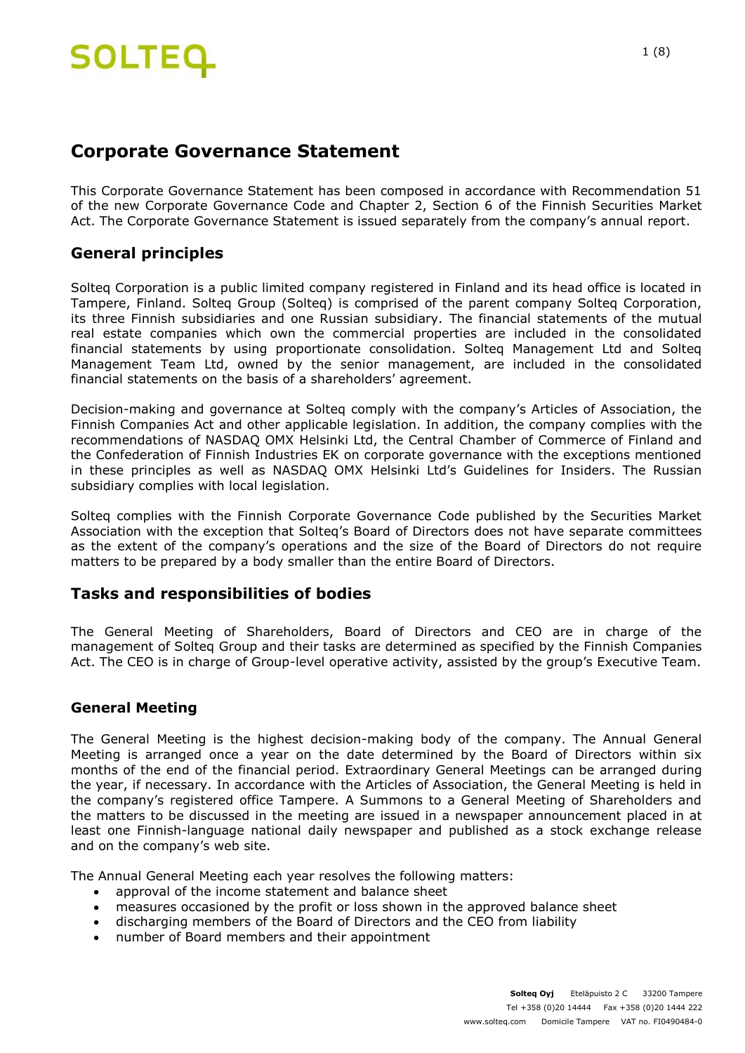# Corporate Governance Statement

This Corporate Governance Statement has been composed in accordance with Recommendation 51 of the new Corporate Governance Code and Chapter 2, Section 6 of the Finnish Securities Market Act. The Corporate Governance Statement is issued separately from the company's annual report.

## General principles

Solteq Corporation is a public limited company registered in Finland and its head office is located in Tampere, Finland. Solteq Group (Solteq) is comprised of the parent company Solteq Corporation, its three Finnish subsidiaries and one Russian subsidiary. The financial statements of the mutual real estate companies which own the commercial properties are included in the consolidated financial statements by using proportionate consolidation. Solteq Management Ltd and Solteq Management Team Ltd, owned by the senior management, are included in the consolidated financial statements on the basis of a shareholders' agreement.

Decision-making and governance at Solteq comply with the company's Articles of Association, the Finnish Companies Act and other applicable legislation. In addition, the company complies with the recommendations of NASDAQ OMX Helsinki Ltd, the Central Chamber of Commerce of Finland and the Confederation of Finnish Industries EK on corporate governance with the exceptions mentioned in these principles as well as NASDAQ OMX Helsinki Ltd's Guidelines for Insiders. The Russian subsidiary complies with local legislation.

Solteq complies with the Finnish Corporate Governance Code published by the Securities Market Association with the exception that Solteq's Board of Directors does not have separate committees as the extent of the company's operations and the size of the Board of Directors do not require matters to be prepared by a body smaller than the entire Board of Directors.

## Tasks and responsibilities of bodies

The General Meeting of Shareholders, Board of Directors and CEO are in charge of the management of Solteq Group and their tasks are determined as specified by the Finnish Companies Act. The CEO is in charge of Group-level operative activity, assisted by the group's Executive Team.

### General Meeting

The General Meeting is the highest decision-making body of the company. The Annual General Meeting is arranged once a year on the date determined by the Board of Directors within six months of the end of the financial period. Extraordinary General Meetings can be arranged during the year, if necessary. In accordance with the Articles of Association, the General Meeting is held in the company's registered office Tampere. A Summons to a General Meeting of Shareholders and the matters to be discussed in the meeting are issued in a newspaper announcement placed in at least one Finnish-language national daily newspaper and published as a stock exchange release and on the company's web site.

The Annual General Meeting each year resolves the following matters:

- approval of the income statement and balance sheet
- measures occasioned by the profit or loss shown in the approved balance sheet
- discharging members of the Board of Directors and the CEO from liability
- number of Board members and their appointment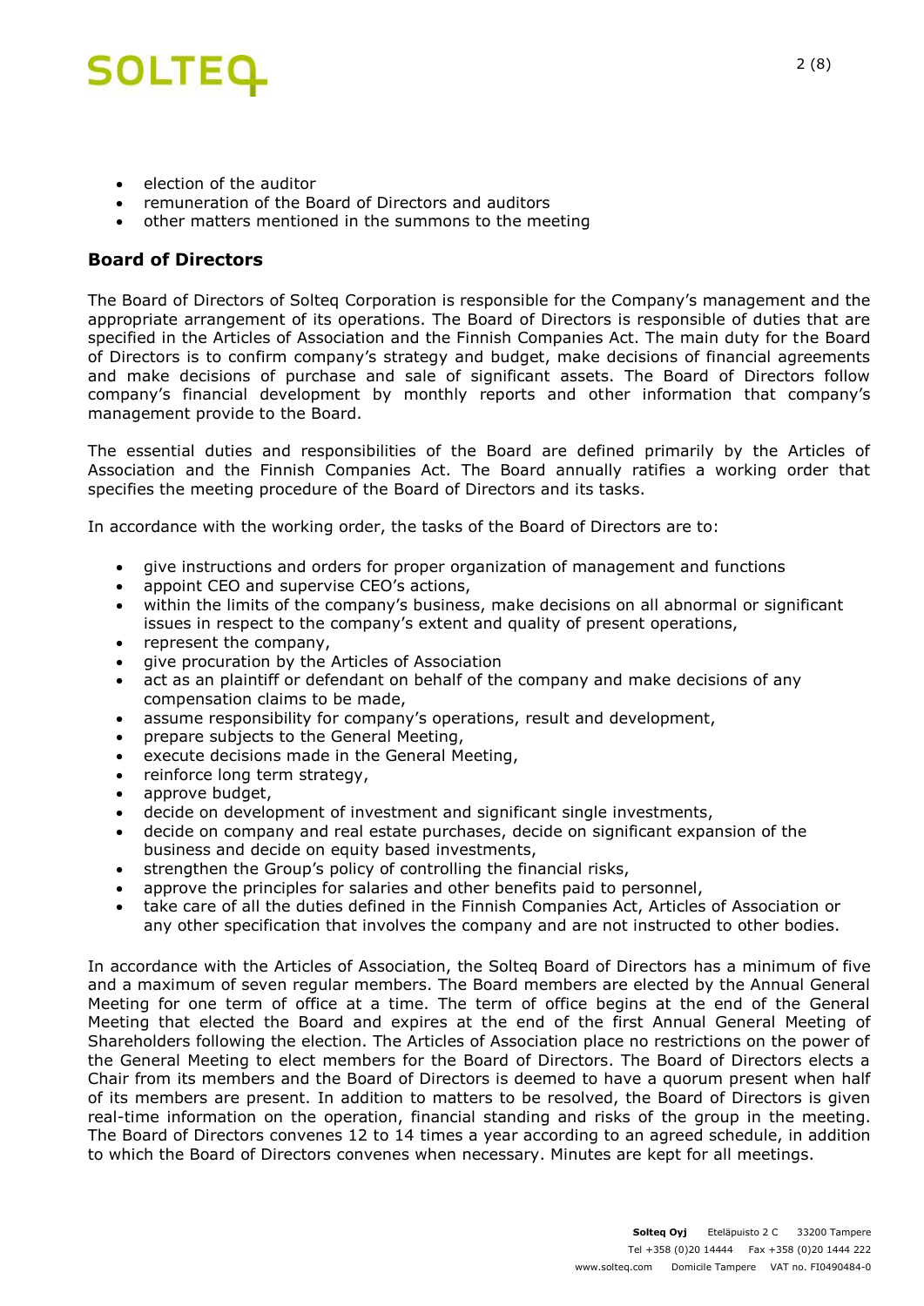- election of the auditor
- remuneration of the Board of Directors and auditors
- other matters mentioned in the summons to the meeting

## Board of Directors

The Board of Directors of Solteq Corporation is responsible for the Company's management and the appropriate arrangement of its operations. The Board of Directors is responsible of duties that are specified in the Articles of Association and the Finnish Companies Act. The main duty for the Board of Directors is to confirm company's strategy and budget, make decisions of financial agreements and make decisions of purchase and sale of significant assets. The Board of Directors follow company's financial development by monthly reports and other information that company's management provide to the Board.

The essential duties and responsibilities of the Board are defined primarily by the Articles of Association and the Finnish Companies Act. The Board annually ratifies a working order that specifies the meeting procedure of the Board of Directors and its tasks.

In accordance with the working order, the tasks of the Board of Directors are to:

- give instructions and orders for proper organization of management and functions
- appoint CEO and supervise CEO's actions,
- within the limits of the company's business, make decisions on all abnormal or significant issues in respect to the company's extent and quality of present operations,
- represent the company,
- give procuration by the Articles of Association
- act as an plaintiff or defendant on behalf of the company and make decisions of any compensation claims to be made,
- assume responsibility for company's operations, result and development,
- prepare subjects to the General Meeting,
- execute decisions made in the General Meeting,
- reinforce long term strategy,
- approve budget,
- decide on development of investment and significant single investments,
- decide on company and real estate purchases, decide on significant expansion of the business and decide on equity based investments,
- strengthen the Group's policy of controlling the financial risks,
- approve the principles for salaries and other benefits paid to personnel,
- take care of all the duties defined in the Finnish Companies Act, Articles of Association or any other specification that involves the company and are not instructed to other bodies.

In accordance with the Articles of Association, the Solteq Board of Directors has a minimum of five and a maximum of seven regular members. The Board members are elected by the Annual General Meeting for one term of office at a time. The term of office begins at the end of the General Meeting that elected the Board and expires at the end of the first Annual General Meeting of Shareholders following the election. The Articles of Association place no restrictions on the power of the General Meeting to elect members for the Board of Directors. The Board of Directors elects a Chair from its members and the Board of Directors is deemed to have a quorum present when half of its members are present. In addition to matters to be resolved, the Board of Directors is given real-time information on the operation, financial standing and risks of the group in the meeting. The Board of Directors convenes 12 to 14 times a year according to an agreed schedule, in addition to which the Board of Directors convenes when necessary. Minutes are kept for all meetings.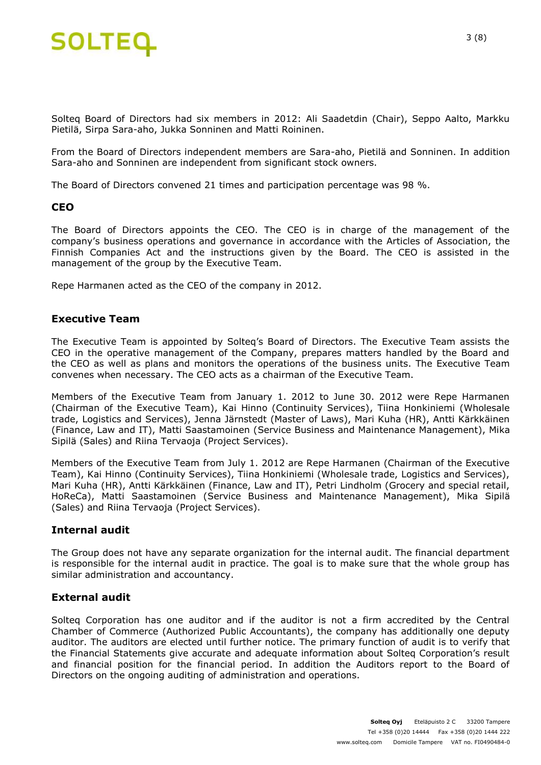Solteq Board of Directors had six members in 2012: Ali Saadetdin (Chair), Seppo Aalto, Markku Pietilä, Sirpa Sara-aho, Jukka Sonninen and Matti Roininen.

From the Board of Directors independent members are Sara-aho, Pietilä and Sonninen. In addition Sara-aho and Sonninen are independent from significant stock owners.

The Board of Directors convened 21 times and participation percentage was 98 %.

## CEO

The Board of Directors appoints the CEO. The CEO is in charge of the management of the company's business operations and governance in accordance with the Articles of Association, the Finnish Companies Act and the instructions given by the Board. The CEO is assisted in the management of the group by the Executive Team.

Repe Harmanen acted as the CEO of the company in 2012.

## Executive Team

The Executive Team is appointed by Solteq's Board of Directors. The Executive Team assists the CEO in the operative management of the Company, prepares matters handled by the Board and the CEO as well as plans and monitors the operations of the business units. The Executive Team convenes when necessary. The CEO acts as a chairman of the Executive Team.

Members of the Executive Team from January 1. 2012 to June 30. 2012 were Repe Harmanen (Chairman of the Executive Team), Kai Hinno (Continuity Services), Tiina Honkiniemi (Wholesale trade, Logistics and Services), Jenna Järnstedt (Master of Laws), Mari Kuha (HR), Antti Kärkkäinen (Finance, Law and IT), Matti Saastamoinen (Service Business and Maintenance Management), Mika Sipilä (Sales) and Riina Tervaoja (Project Services).

Members of the Executive Team from July 1. 2012 are Repe Harmanen (Chairman of the Executive Team), Kai Hinno (Continuity Services), Tiina Honkiniemi (Wholesale trade, Logistics and Services), Mari Kuha (HR), Antti Kärkkäinen (Finance, Law and IT), Petri Lindholm (Grocery and special retail, HoReCa), Matti Saastamoinen (Service Business and Maintenance Management), Mika Sipilä (Sales) and Riina Tervaoja (Project Services).

## Internal audit

The Group does not have any separate organization for the internal audit. The financial department is responsible for the internal audit in practice. The goal is to make sure that the whole group has similar administration and accountancy.

## External audit

Solteq Corporation has one auditor and if the auditor is not a firm accredited by the Central Chamber of Commerce (Authorized Public Accountants), the company has additionally one deputy auditor. The auditors are elected until further notice. The primary function of audit is to verify that the Financial Statements give accurate and adequate information about Solteq Corporation's result and financial position for the financial period. In addition the Auditors report to the Board of Directors on the ongoing auditing of administration and operations.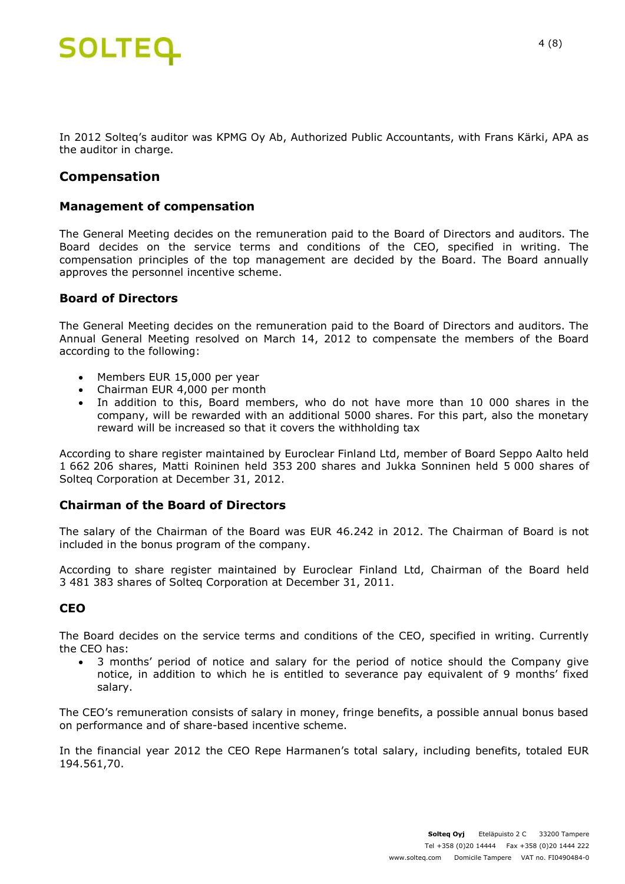In 2012 Solteq's auditor was KPMG Oy Ab, Authorized Public Accountants, with Frans Kärki, APA as the auditor in charge.

## Compensation

### Management of compensation

The General Meeting decides on the remuneration paid to the Board of Directors and auditors. The Board decides on the service terms and conditions of the CEO, specified in writing. The compensation principles of the top management are decided by the Board. The Board annually approves the personnel incentive scheme.

### Board of Directors

The General Meeting decides on the remuneration paid to the Board of Directors and auditors. The Annual General Meeting resolved on March 14, 2012 to compensate the members of the Board according to the following:

- Members EUR 15,000 per year
- Chairman EUR 4,000 per month
- In addition to this, Board members, who do not have more than 10 000 shares in the company, will be rewarded with an additional 5000 shares. For this part, also the monetary reward will be increased so that it covers the withholding tax

According to share register maintained by Euroclear Finland Ltd, member of Board Seppo Aalto held 1 662 206 shares, Matti Roininen held 353 200 shares and Jukka Sonninen held 5 000 shares of Solteq Corporation at December 31, 2012.

### Chairman of the Board of Directors

The salary of the Chairman of the Board was EUR 46.242 in 2012. The Chairman of Board is not included in the bonus program of the company.

According to share register maintained by Euroclear Finland Ltd, Chairman of the Board held 3 481 383 shares of Solteq Corporation at December 31, 2011.

### CEO

The Board decides on the service terms and conditions of the CEO, specified in writing. Currently the CEO has:

- 3 months' period of notice and salary for the period of notice should the Company give notice, in addition to which he is entitled to severance pay equivalent of 9 months' fixed salary.

The CEO's remuneration consists of salary in money, fringe benefits, a possible annual bonus based on performance and of share-based incentive scheme.

In the financial year 2012 the CEO Repe Harmanen's total salary, including benefits, totaled EUR 194.561,70.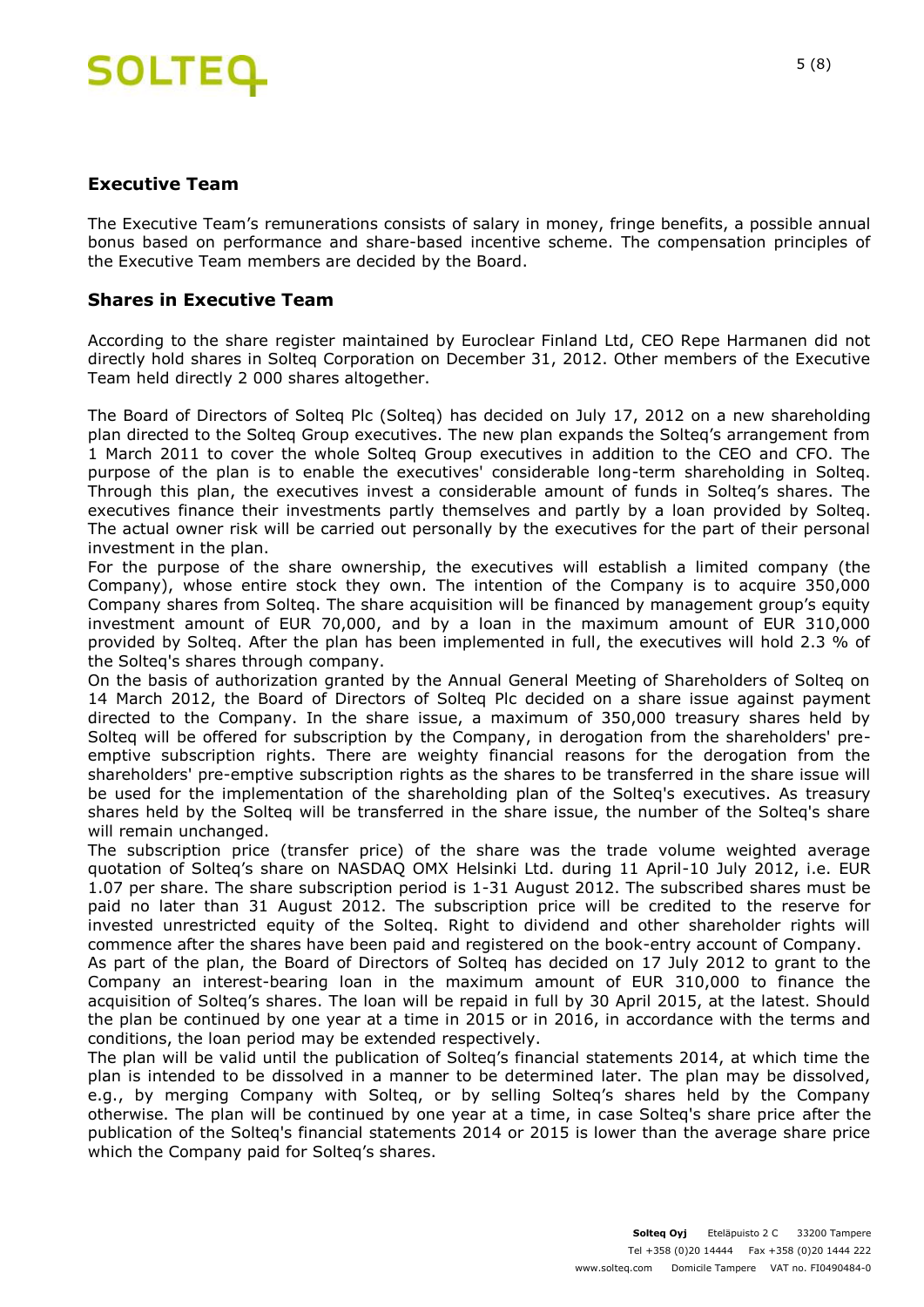## Executive Team

The Executive Team's remunerations consists of salary in money, fringe benefits, a possible annual bonus based on performance and share-based incentive scheme. The compensation principles of the Executive Team members are decided by the Board.

## Shares in Executive Team

According to the share register maintained by Euroclear Finland Ltd, CEO Repe Harmanen did not directly hold shares in Solteq Corporation on December 31, 2012. Other members of the Executive Team held directly 2 000 shares altogether.

The Board of Directors of Solteq Plc (Solteq) has decided on July 17, 2012 on a new shareholding plan directed to the Solteq Group executives. The new plan expands the Solteq's arrangement from 1 March 2011 to cover the whole Solteq Group executives in addition to the CEO and CFO. The purpose of the plan is to enable the executives' considerable long-term shareholding in Solteq. Through this plan, the executives invest a considerable amount of funds in Solteq's shares. The executives finance their investments partly themselves and partly by a loan provided by Solteq. The actual owner risk will be carried out personally by the executives for the part of their personal investment in the plan.

For the purpose of the share ownership, the executives will establish a limited company (the Company), whose entire stock they own. The intention of the Company is to acquire 350,000 Company shares from Solteq. The share acquisition will be financed by management group's equity investment amount of EUR 70,000, and by a loan in the maximum amount of EUR 310,000 provided by Solteq. After the plan has been implemented in full, the executives will hold 2.3 % of the Solteq's shares through company.

On the basis of authorization granted by the Annual General Meeting of Shareholders of Solteq on 14 March 2012, the Board of Directors of Solteq Plc decided on a share issue against payment directed to the Company. In the share issue, a maximum of 350,000 treasury shares held by Solteq will be offered for subscription by the Company, in derogation from the shareholders' pre-emptive subscription rights. There are weighty financial reasons for the derogation from the shareholders' pre-emptive subscription rights as the shares to be transferred in the share issue will be used for the implementation of the shareholding plan of the Solteq's executives. As treasury shares held by the Solteq will be transferred in the share issue, the number of the Solteq's share will remain unchanged.

The subscription price (transfer price) of the share was the trade volume weighted average quotation of Solteq's share on NASDAQ OMX Helsinki Ltd. during 11 April-10 July 2012, i.e. EUR 1.07 per share. The share subscription period is 1-31 August 2012. The subscribed shares must be paid no later than 31 August 2012. The subscription price will be credited to the reserve for invested unrestricted equity of the Solteq. Right to dividend and other shareholder rights will commence after the shares have been paid and registered on the book-entry account of Company.

As part of the plan, the Board of Directors of Solteq has decided on 17 July 2012 to grant to the Company an interest-bearing loan in the maximum amount of EUR 310,000 to finance the acquisition of Solteq's shares. The loan will be repaid in full by 30 April 2015, at the latest. Should the plan be continued by one year at a time in 2015 or in 2016, in accordance with the terms and conditions, the loan period may be extended respectively.

The plan will be valid until the publication of Solteq's financial statements 2014, at which time the plan is intended to be dissolved in a manner to be determined later. The plan may be dissolved, e.g., by merging Company with Solteq, or by selling Solteq's shares held by the Company otherwise. The plan will be continued by one year at a time, in case Solteq's share price after the publication of the Solteq's financial statements 2014 or 2015 is lower than the average share price which the Company paid for Solteq's shares.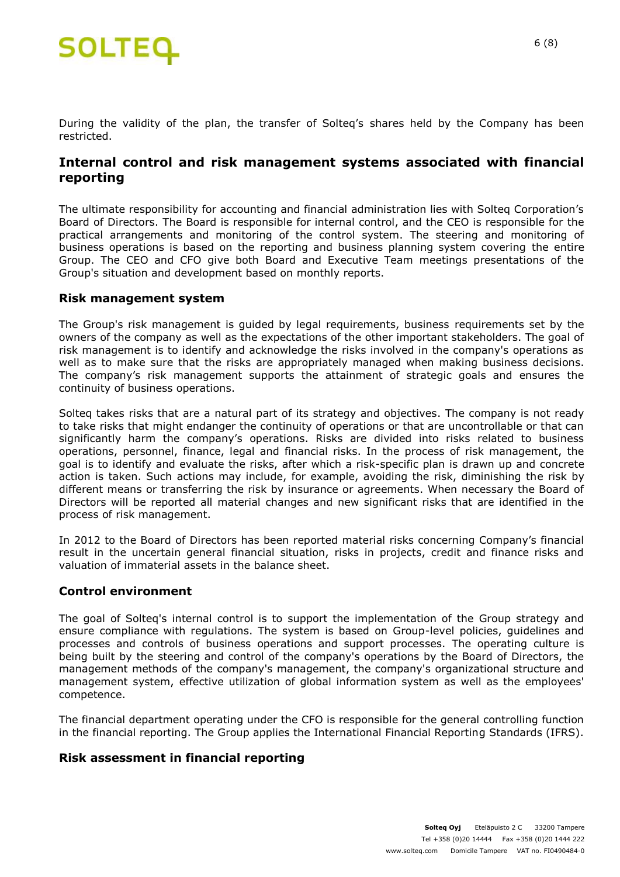During the validity of the plan, the transfer of Solteq's shares held by the Company has been restricted.

## Internal control and risk management systems associated with financial reporting

The ultimate responsibility for accounting and financial administration lies with Solteq Corporation's Board of Directors. The Board is responsible for internal control, and the CEO is responsible for the practical arrangements and monitoring of the control system. The steering and monitoring of business operations is based on the reporting and business planning system covering the entire Group. The CEO and CFO give both Board and Executive Team meetings presentations of the Group's situation and development based on monthly reports.

### Risk management system

The Group's risk management is guided by legal requirements, business requirements set by the owners of the company as well as the expectations of the other important stakeholders. The goal of risk management is to identify and acknowledge the risks involved in the company's operations as well as to make sure that the risks are appropriately managed when making business decisions. The company's risk management supports the attainment of strategic goals and ensures the continuity of business operations.

Solteq takes risks that are a natural part of its strategy and objectives. The company is not ready to take risks that might endanger the continuity of operations or that are uncontrollable or that can significantly harm the company's operations. Risks are divided into risks related to business operations, personnel, finance, legal and financial risks. In the process of risk management, the goal is to identify and evaluate the risks, after which a risk-specific plan is drawn up and concrete action is taken. Such actions may include, for example, avoiding the risk, diminishing the risk by different means or transferring the risk by insurance or agreements. When necessary the Board of Directors will be reported all material changes and new significant risks that are identified in the process of risk management.

In 2012 to the Board of Directors has been reported material risks concerning Company's financial result in the uncertain general financial situation, risks in projects, credit and finance risks and valuation of immaterial assets in the balance sheet.

### Control environment

The goal of Solteq's internal control is to support the implementation of the Group strategy and ensure compliance with regulations. The system is based on Group-level policies, guidelines and processes and controls of business operations and support processes. The operating culture is being built by the steering and control of the company's operations by the Board of Directors, the management methods of the company's management, the company's organizational structure and management system, effective utilization of global information system as well as the employees' competence.

The financial department operating under the CFO is responsible for the general controlling function in the financial reporting. The Group applies the International Financial Reporting Standards (IFRS).

### Risk assessment in financial reporting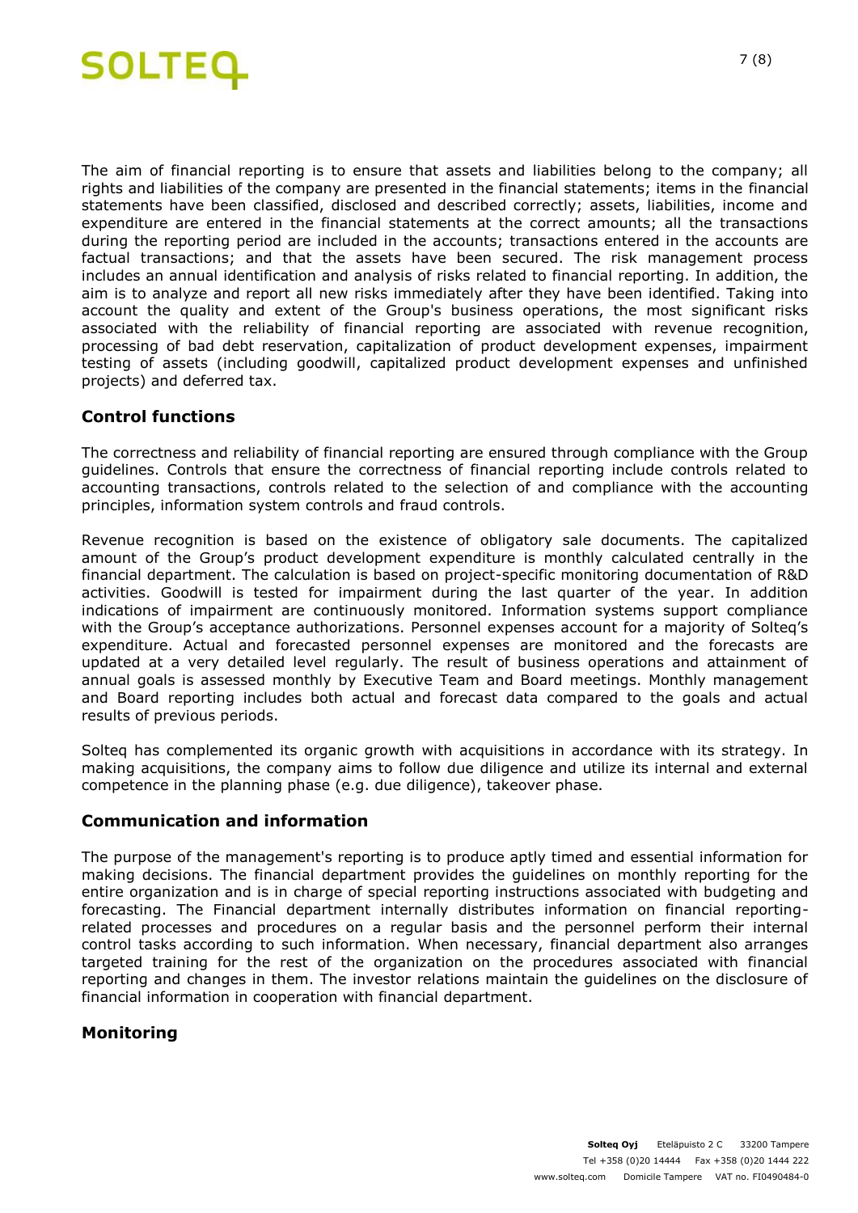The aim of financial reporting is to ensure that assets and liabilities belong to the company; all rights and liabilities of the company are presented in the financial statements; items in the financial statements have been classified, disclosed and described correctly; assets, liabilities, income and expenditure are entered in the financial statements at the correct amounts; all the transactions during the reporting period are included in the accounts; transactions entered in the accounts are factual transactions; and that the assets have been secured. The risk management process includes an annual identification and analysis of risks related to financial reporting. In addition, the aim is to analyze and report all new risks immediately after they have been identified. Taking into account the quality and extent of the Group's business operations, the most significant risks associated with the reliability of financial reporting are associated with revenue recognition, processing of bad debt reservation, capitalization of product development expenses, impairment testing of assets (including goodwill, capitalized product development expenses and unfinished projects) and deferred tax.

## Control functions

The correctness and reliability of financial reporting are ensured through compliance with the Group guidelines. Controls that ensure the correctness of financial reporting include controls related to accounting transactions, controls related to the selection of and compliance with the accounting principles, information system controls and fraud controls.

Revenue recognition is based on the existence of obligatory sale documents. The capitalized amount of the Group's product development expenditure is monthly calculated centrally in the financial department. The calculation is based on project-specific monitoring documentation of R&D activities. Goodwill is tested for impairment during the last quarter of the year. In addition indications of impairment are continuously monitored. Information systems support compliance with the Group's acceptance authorizations. Personnel expenses account for a majority of Solteq's expenditure. Actual and forecasted personnel expenses are monitored and the forecasts are updated at a very detailed level regularly. The result of business operations and attainment of annual goals is assessed monthly by Executive Team and Board meetings. Monthly management and Board reporting includes both actual and forecast data compared to the goals and actual results of previous periods.

Solteq has complemented its organic growth with acquisitions in accordance with its strategy. In making acquisitions, the company aims to follow due diligence and utilize its internal and external competence in the planning phase (e.g. due diligence), takeover phase.

## Communication and information

The purpose of the management's reporting is to produce aptly timed and essential information for making decisions. The financial department provides the guidelines on monthly reporting for the entire organization and is in charge of special reporting instructions associated with budgeting and forecasting. The Financial department internally distributes information on financial reporting-related processes and procedures on a regular basis and the personnel perform their internal control tasks according to such information. When necessary, financial department also arranges targeted training for the rest of the organization on the procedures associated with financial reporting and changes in them. The investor relations maintain the guidelines on the disclosure of financial information in cooperation with financial department.

## Monitoring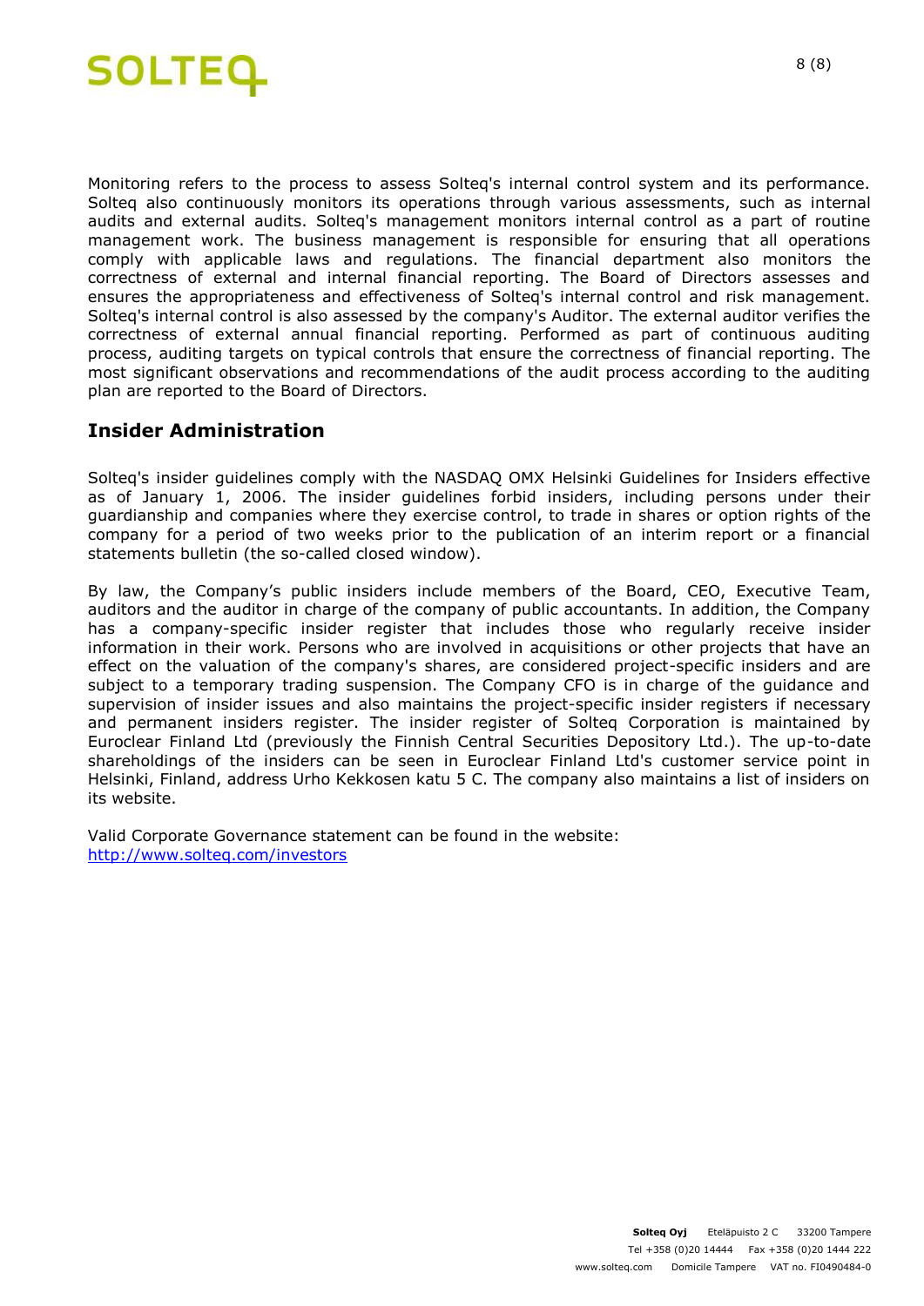Monitoring refers to the process to assess Solteq's internal control system and its performance. Solteq also continuously monitors its operations through various assessments, such as internal audits and external audits. Solteq's management monitors internal control as a part of routine management work. The business management is responsible for ensuring that all operations comply with applicable laws and regulations. The financial department also monitors the correctness of external and internal financial reporting. The Board of Directors assesses and ensures the appropriateness and effectiveness of Solteq's internal control and risk management. Solteq's internal control is also assessed by the company's Auditor. The external auditor verifies the correctness of external annual financial reporting. Performed as part of continuous auditing process, auditing targets on typical controls that ensure the correctness of financial reporting. The most significant observations and recommendations of the audit process according to the auditing plan are reported to the Board of Directors.

## Insider Administration

Solteq's insider guidelines comply with the NASDAQ OMX Helsinki Guidelines for Insiders effective as of January 1, 2006. The insider guidelines forbid insiders, including persons under their guardianship and companies where they exercise control, to trade in shares or option rights of the company for a period of two weeks prior to the publication of an interim report or a financial statements bulletin (the so-called closed window).

By law, the Company's public insiders include members of the Board, CEO, Executive Team, auditors and the auditor in charge of the company of public accountants. In addition, the Company has a company-specific insider register that includes those who regularly receive insider information in their work. Persons who are involved in acquisitions or other projects that have an effect on the valuation of the company's shares, are considered project-specific insiders and are subject to a temporary trading suspension. The Company CFO is in charge of the guidance and supervision of insider issues and also maintains the project-specific insider registers if necessary and permanent insiders register. The insider register of Solteq Corporation is maintained by Euroclear Finland Ltd (previously the Finnish Central Securities Depository Ltd.). The up-to-date shareholdings of the insiders can be seen in Euroclear Finland Ltd's customer service point in Helsinki, Finland, address Urho Kekkosen katu 5 C. The company also maintains a list of insiders on its website.

Valid Corporate Governance statement can be found in the website:
http://www.solteq.com/investors